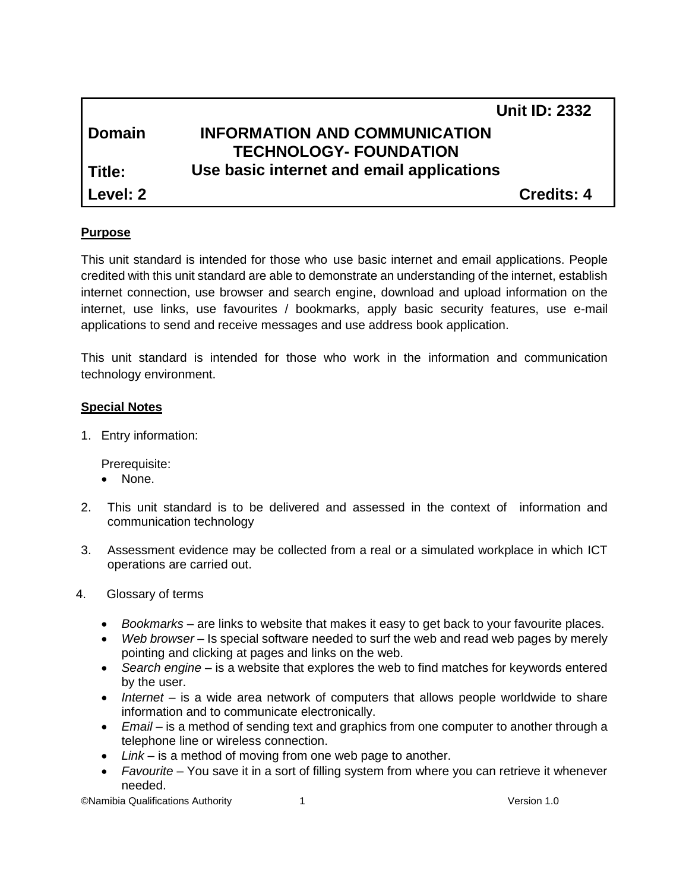| | | Unit ID: 2332 |
|---|---|---|
| **Domain** | **INFORMATION AND COMMUNICATION TECHNOLOGY- FOUNDATION** | |
| **Title:** | **Use basic internet and email applications** | |
| **Level: 2** | | **Credits: 4** |

## Purpose

This unit standard is intended for those who use basic internet and email applications. People credited with this unit standard are able to demonstrate an understanding of the internet, establish internet connection, use browser and search engine, download and upload information on the internet, use links, use favourites / bookmarks, apply basic security features, use e-mail applications to send and receive messages and use address book application.

This unit standard is intended for those who work in the information and communication technology environment.

## Special Notes

1. Entry information:

   Prerequisite:
   - None.

2. This unit standard is to be delivered and assessed in the context of information and communication technology

3. Assessment evidence may be collected from a real or a simulated workplace in which ICT operations are carried out.

4. Glossary of terms

   - *Bookmarks* – are links to website that makes it easy to get back to your favourite places.
   - *Web browser* – Is special software needed to surf the web and read web pages by merely pointing and clicking at pages and links on the web.
   - *Search engine* – is a website that explores the web to find matches for keywords entered by the user.
   - *Internet* – is a wide area network of computers that allows people worldwide to share information and to communicate electronically.
   - *Email* – is a method of sending text and graphics from one computer to another through a telephone line or wireless connection.
   - *Link* – is a method of moving from one web page to another.
   - *Favourite* – You save it in a sort of filling system from where you can retrieve it whenever needed.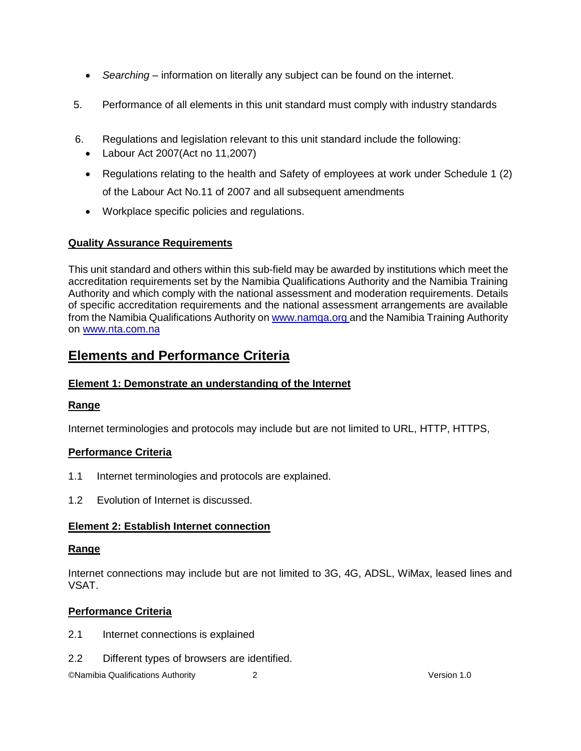- *Searching* – information on literally any subject can be found on the internet.

5. Performance of all elements in this unit standard must comply with industry standards

6. Regulations and legislation relevant to this unit standard include the following:
   - Labour Act 2007(Act no 11,2007)
   - Regulations relating to the health and Safety of employees at work under Schedule 1 (2) of the Labour Act No.11 of 2007 and all subsequent amendments
   - Workplace specific policies and regulations.

**Quality Assurance Requirements**

This unit standard and others within this sub-field may be awarded by institutions which meet the accreditation requirements set by the Namibia Qualifications Authority and the Namibia Training Authority and which comply with the national assessment and moderation requirements. Details of specific accreditation requirements and the national assessment arrangements are available from the Namibia Qualifications Authority on www.namqa.org and the Namibia Training Authority on www.nta.com.na

# Elements and Performance Criteria

**Element 1: Demonstrate an understanding of the Internet**

**Range**

Internet terminologies and protocols may include but are not limited to URL, HTTP, HTTPS,

**Performance Criteria**

1.1 Internet terminologies and protocols are explained.

1.2 Evolution of Internet is discussed.

**Element 2: Establish Internet connection**

**Range**

Internet connections may include but are not limited to 3G, 4G, ADSL, WiMax, leased lines and VSAT.

**Performance Criteria**

2.1 Internet connections is explained

2.2 Different types of browsers are identified.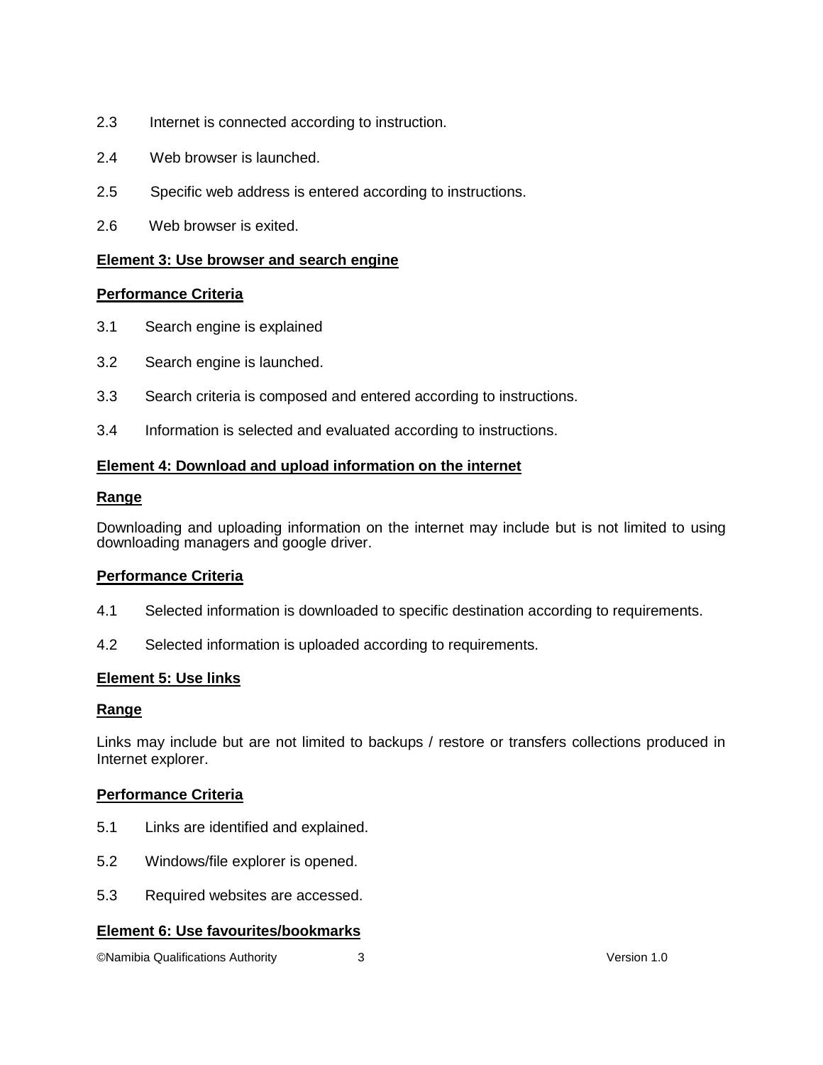2.3 Internet is connected according to instruction.

2.4 Web browser is launched.

2.5 Specific web address is entered according to instructions.

2.6 Web browser is exited.

**Element 3: Use browser and search engine**

**Performance Criteria**

3.1 Search engine is explained

3.2 Search engine is launched.

3.3 Search criteria is composed and entered according to instructions.

3.4 Information is selected and evaluated according to instructions.

**Element 4: Download and upload information on the internet**

**Range**

Downloading and uploading information on the internet may include but is not limited to using downloading managers and google driver.

**Performance Criteria**

4.1 Selected information is downloaded to specific destination according to requirements.

4.2 Selected information is uploaded according to requirements.

**Element 5: Use links**

**Range**

Links may include but are not limited to backups / restore or transfers collections produced in Internet explorer.

**Performance Criteria**

5.1 Links are identified and explained.

5.2 Windows/file explorer is opened.

5.3 Required websites are accessed.

**Element 6: Use favourites/bookmarks**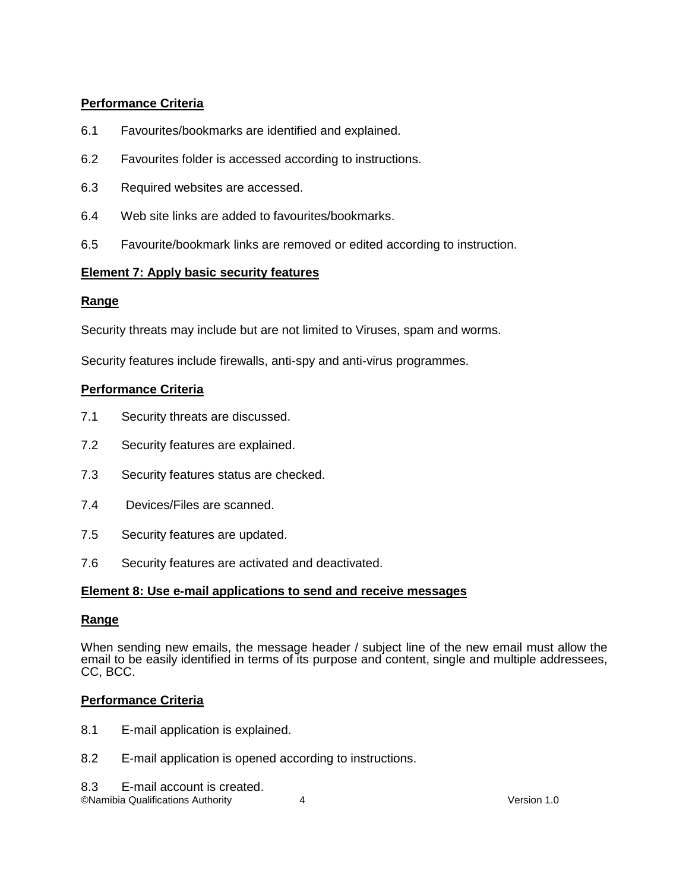**Performance Criteria**

6.1 Favourites/bookmarks are identified and explained.

6.2 Favourites folder is accessed according to instructions.

6.3 Required websites are accessed.

6.4 Web site links are added to favourites/bookmarks.

6.5 Favourite/bookmark links are removed or edited according to instruction.

**Element 7: Apply basic security features**

**Range**

Security threats may include but are not limited to Viruses, spam and worms.

Security features include firewalls, anti-spy and anti-virus programmes.

**Performance Criteria**

7.1 Security threats are discussed.

7.2 Security features are explained.

7.3 Security features status are checked.

7.4 Devices/Files are scanned.

7.5 Security features are updated.

7.6 Security features are activated and deactivated.

**Element 8: Use e-mail applications to send and receive messages**

**Range**

When sending new emails, the message header / subject line of the new email must allow the email to be easily identified in terms of its purpose and content, single and multiple addressees, CC, BCC.

**Performance Criteria**

8.1 E-mail application is explained.

8.2 E-mail application is opened according to instructions.

8.3 E-mail account is created.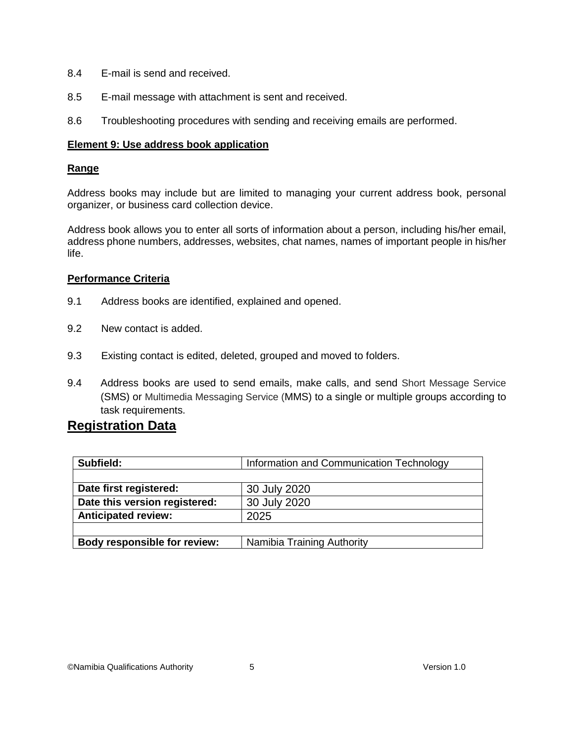8.4 E-mail is send and received.

8.5 E-mail message with attachment is sent and received.

8.6 Troubleshooting procedures with sending and receiving emails are performed.

**Element 9: Use address book application**

**Range**

Address books may include but are limited to managing your current address book, personal organizer, or business card collection device.

Address book allows you to enter all sorts of information about a person, including his/her email, address phone numbers, addresses, websites, chat names, names of important people in his/her life.

**Performance Criteria**

9.1 Address books are identified, explained and opened.

9.2 New contact is added.

9.3 Existing contact is edited, deleted, grouped and moved to folders.

9.4 Address books are used to send emails, make calls, and send Short Message Service (SMS) or Multimedia Messaging Service (MMS) to a single or multiple groups according to task requirements.

## Registration Data

| | |
|---|---|
| **Subfield:** | Information and Communication Technology |
| | |
| **Date first registered:** | 30 July 2020 |
| **Date this version registered:** | 30 July 2020 |
| **Anticipated review:** | 2025 |
| | |
| **Body responsible for review:** | Namibia Training Authority |